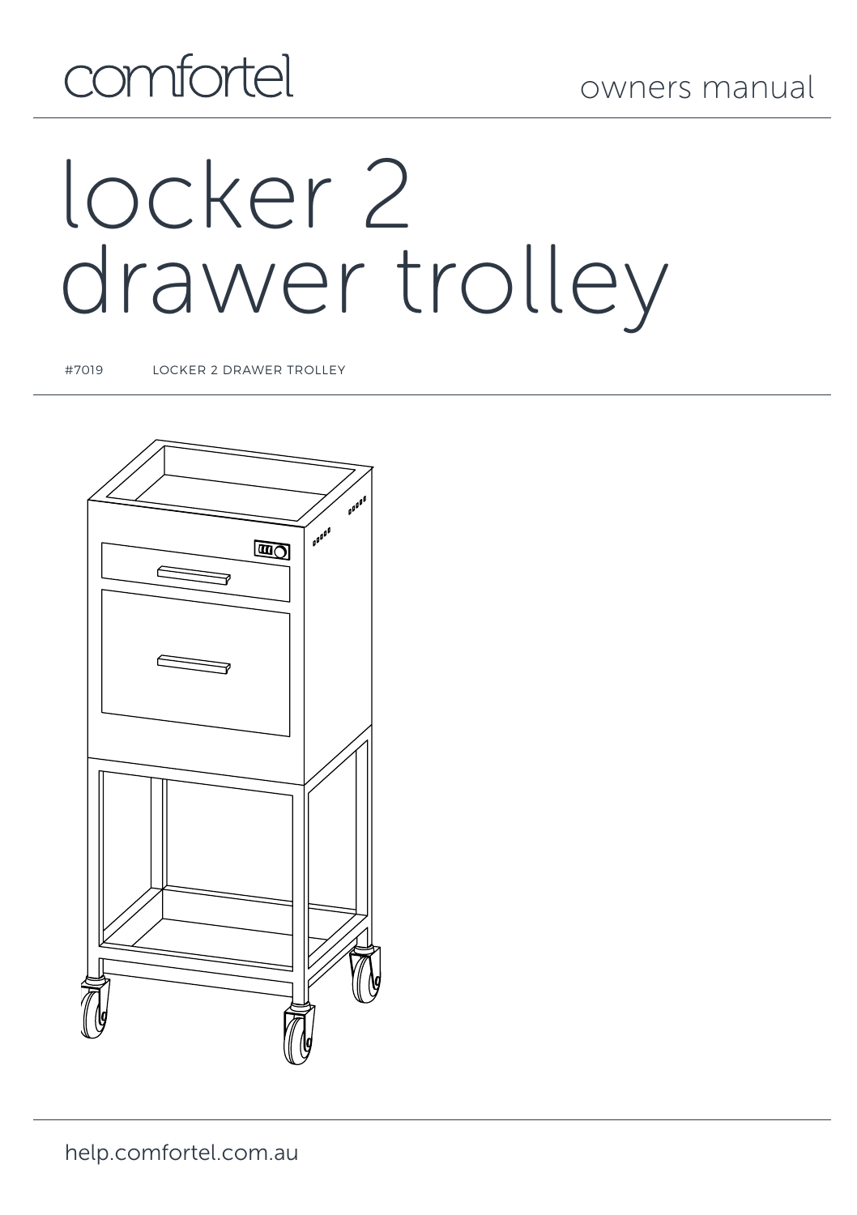comfortel

owners manual

# locker 2 drawer trolley

#7019 LOCKER 2 DRAWER TROLLEY

help.comfortel.com.au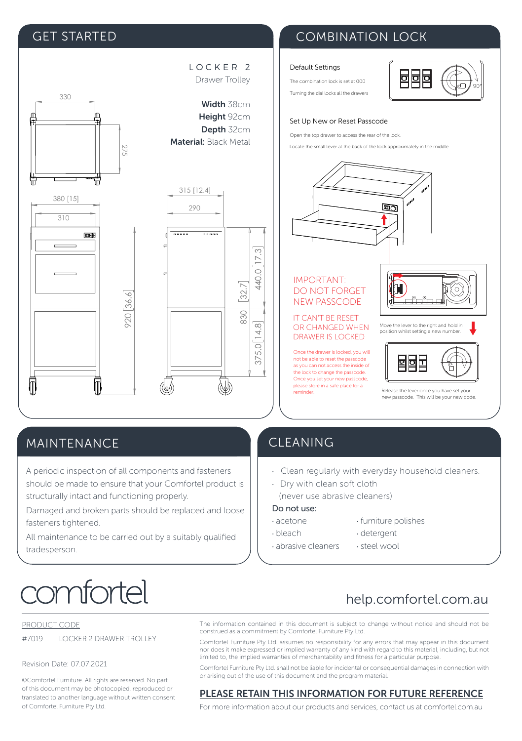## GET STARTED

LOCKER 2
Drawer Trolley

**Width** 38cm
**Height** 92cm
**Depth** 32cm
**Material:** Black Metal

330
275
380 [15]
310
920 [36.6]
315 [12.4]
290
[32.7]
830
440.0 [17.3]
375.0 [14.8]

## COMBINATION LOCK

Default Settings

The combination lock is set at 000

Turning the dial locks all the drawers

90°

Set Up New or Reset Passcode

Open the top drawer to access the rear of the lock.

Locate the small lever at the back of the lock approximately in the middle.

IMPORTANT: DO NOT FORGET NEW PASSCODE

IT CAN'T BE RESET OR CHANGED WHEN DRAWER IS LOCKED

Once the drawer is locked, you will not be able to reset the passcode as you can not access the inside of the lock to change the passcode. Once you set your new passcode, please store in a safe place for a reminder.

Move the lever to the right and hold in position whilst setting a new number.

Release the lever once you have set your new passcode. This will be your new code.

## MAINTENANCE

A periodic inspection of all components and fasteners should be made to ensure that your Comfortel product is structurally intact and functioning properly.

Damaged and broken parts should be replaced and loose fasteners tightened.

All maintenance to be carried out by a suitably qualified tradesperson.

## CLEANING

- Clean regularly with everyday household cleaners.
- Dry with clean soft cloth (never use abrasive cleaners)

Do not use:

- acetone
- bleach
- abrasive cleaners
- furniture polishes
- detergent
- steel wool

comfortel

help.comfortel.com.au

PRODUCT CODE

#7019 LOCKER 2 DRAWER TROLLEY

Revision Date: 07.07.2021

©Comfortel Furniture. All rights are reserved. No part of this document may be photocopied, reproduced or translated to another language without written consent of Comfortel Furniture Pty Ltd.

The information contained in this document is subject to change without notice and should not be construed as a commitment by Comfortel Furniture Pty Ltd.

Comfortel Furniture Pty Ltd. assumes no responsibility for any errors that may appear in this document nor does it make expressed or implied warranty of any kind with regard to this material, including, but not limited to, the implied warranties of merchantability and fitness for a particular purpose.

Comfortel Furniture Pty Ltd. shall not be liable for incidental or consequential damages in connection with or arising out of the use of this document and the program material.

**PLEASE RETAIN THIS INFORMATION FOR FUTURE REFERENCE**

For more information about our products and services, contact us at comfortel.com.au